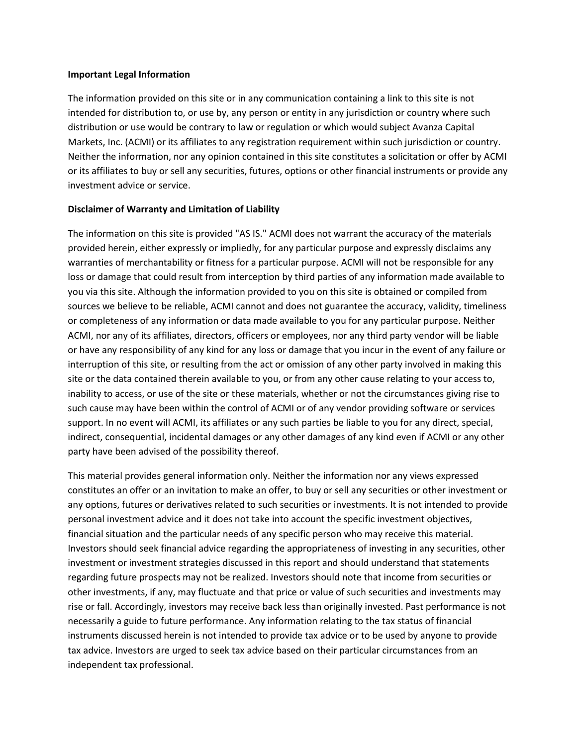**Important Legal Information**

The information provided on this site or in any communication containing a link to this site is not intended for distribution to, or use by, any person or entity in any jurisdiction or country where such distribution or use would be contrary to law or regulation or which would subject Avanza Capital Markets, Inc. (ACMI) or its affiliates to any registration requirement within such jurisdiction or country. Neither the information, nor any opinion contained in this site constitutes a solicitation or offer by ACMI or its affiliates to buy or sell any securities, futures, options or other financial instruments or provide any investment advice or service.

**Disclaimer of Warranty and Limitation of Liability**

The information on this site is provided "AS IS." ACMI does not warrant the accuracy of the materials provided herein, either expressly or impliedly, for any particular purpose and expressly disclaims any warranties of merchantability or fitness for a particular purpose. ACMI will not be responsible for any loss or damage that could result from interception by third parties of any information made available to you via this site. Although the information provided to you on this site is obtained or compiled from sources we believe to be reliable, ACMI cannot and does not guarantee the accuracy, validity, timeliness or completeness of any information or data made available to you for any particular purpose. Neither ACMI, nor any of its affiliates, directors, officers or employees, nor any third party vendor will be liable or have any responsibility of any kind for any loss or damage that you incur in the event of any failure or interruption of this site, or resulting from the act or omission of any other party involved in making this site or the data contained therein available to you, or from any other cause relating to your access to, inability to access, or use of the site or these materials, whether or not the circumstances giving rise to such cause may have been within the control of ACMI or of any vendor providing software or services support. In no event will ACMI, its affiliates or any such parties be liable to you for any direct, special, indirect, consequential, incidental damages or any other damages of any kind even if ACMI or any other party have been advised of the possibility thereof.

This material provides general information only. Neither the information nor any views expressed constitutes an offer or an invitation to make an offer, to buy or sell any securities or other investment or any options, futures or derivatives related to such securities or investments. It is not intended to provide personal investment advice and it does not take into account the specific investment objectives, financial situation and the particular needs of any specific person who may receive this material. Investors should seek financial advice regarding the appropriateness of investing in any securities, other investment or investment strategies discussed in this report and should understand that statements regarding future prospects may not be realized. Investors should note that income from securities or other investments, if any, may fluctuate and that price or value of such securities and investments may rise or fall. Accordingly, investors may receive back less than originally invested. Past performance is not necessarily a guide to future performance. Any information relating to the tax status of financial instruments discussed herein is not intended to provide tax advice or to be used by anyone to provide tax advice. Investors are urged to seek tax advice based on their particular circumstances from an independent tax professional.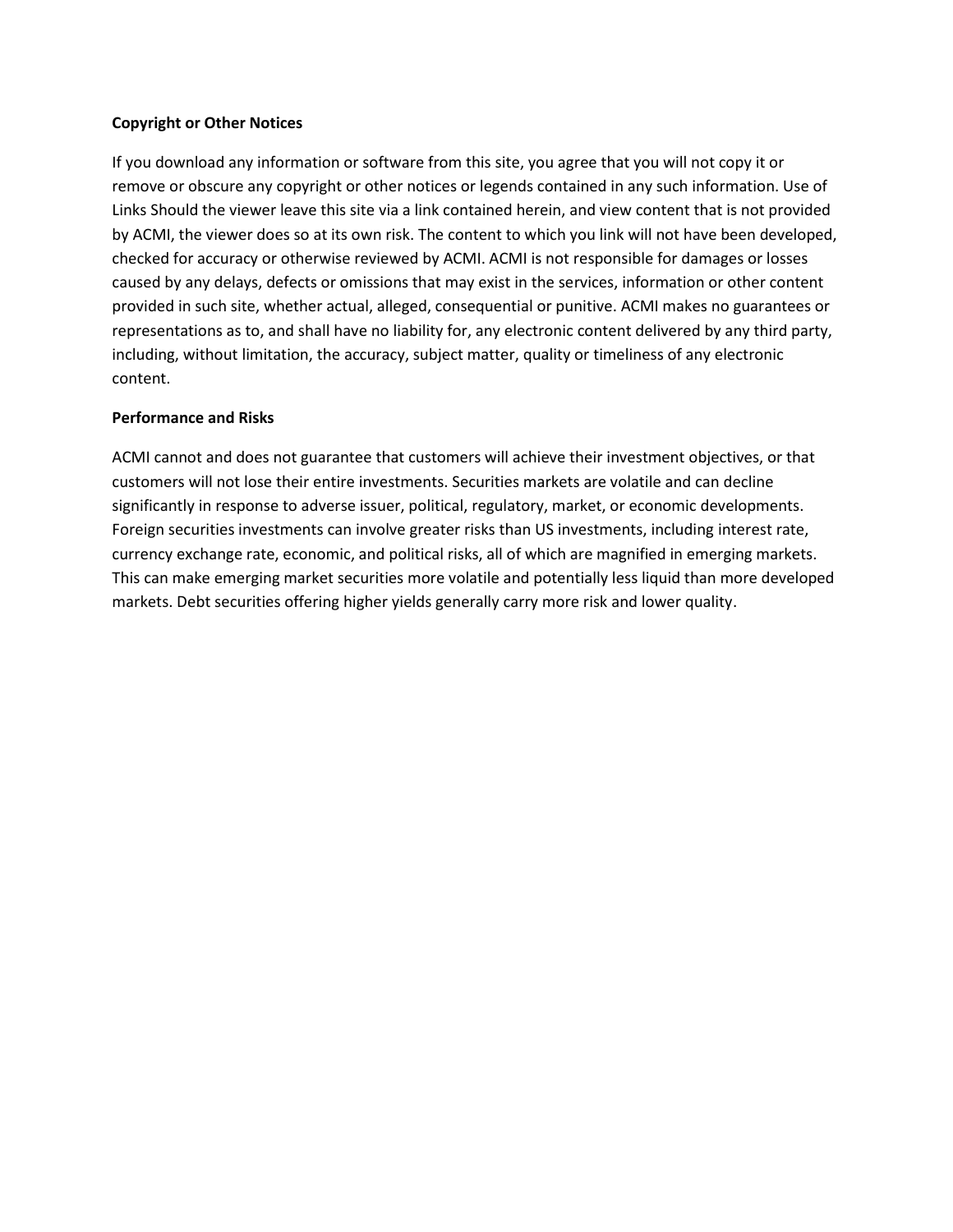**Copyright or Other Notices**

If you download any information or software from this site, you agree that you will not copy it or remove or obscure any copyright or other notices or legends contained in any such information. Use of Links Should the viewer leave this site via a link contained herein, and view content that is not provided by ACMI, the viewer does so at its own risk. The content to which you link will not have been developed, checked for accuracy or otherwise reviewed by ACMI. ACMI is not responsible for damages or losses caused by any delays, defects or omissions that may exist in the services, information or other content provided in such site, whether actual, alleged, consequential or punitive. ACMI makes no guarantees or representations as to, and shall have no liability for, any electronic content delivered by any third party, including, without limitation, the accuracy, subject matter, quality or timeliness of any electronic content.

**Performance and Risks**

ACMI cannot and does not guarantee that customers will achieve their investment objectives, or that customers will not lose their entire investments. Securities markets are volatile and can decline significantly in response to adverse issuer, political, regulatory, market, or economic developments. Foreign securities investments can involve greater risks than US investments, including interest rate, currency exchange rate, economic, and political risks, all of which are magnified in emerging markets. This can make emerging market securities more volatile and potentially less liquid than more developed markets. Debt securities offering higher yields generally carry more risk and lower quality.